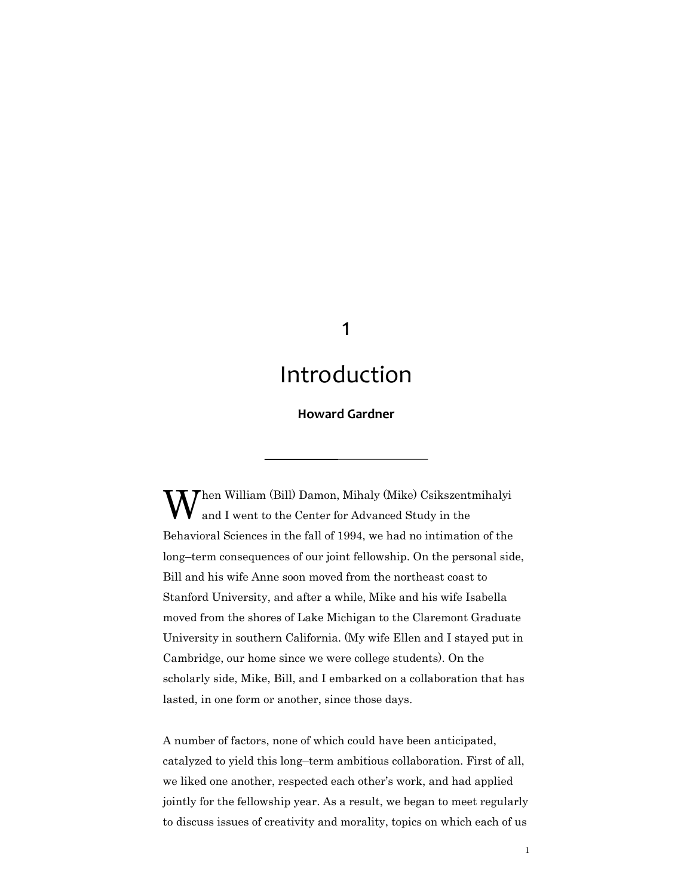# 1

# Introduction

**Howard Gardner**

---

When William (Bill) Damon, Mihaly (Mike) Csikszentmihalyi and I went to the Center for Advanced Study in the Behavioral Sciences in the fall of 1994, we had no intimation of the long–term consequences of our joint fellowship. On the personal side, Bill and his wife Anne soon moved from the northeast coast to Stanford University, and after a while, Mike and his wife Isabella moved from the shores of Lake Michigan to the Claremont Graduate University in southern California. (My wife Ellen and I stayed put in Cambridge, our home since we were college students). On the scholarly side, Mike, Bill, and I embarked on a collaboration that has lasted, in one form or another, since those days.

A number of factors, none of which could have been anticipated, catalyzed to yield this long–term ambitious collaboration. First of all, we liked one another, respected each other's work, and had applied jointly for the fellowship year. As a result, we began to meet regularly to discuss issues of creativity and morality, topics on which each of us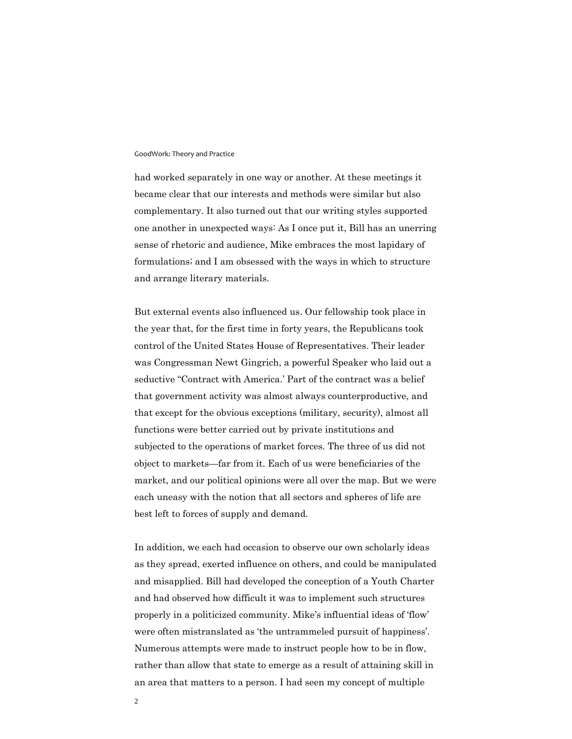had worked separately in one way or another. At these meetings it became clear that our interests and methods were similar but also complementary. It also turned out that our writing styles supported one another in unexpected ways: As I once put it, Bill has an unerring sense of rhetoric and audience, Mike embraces the most lapidary of formulations; and I am obsessed with the ways in which to structure and arrange literary materials.

But external events also influenced us. Our fellowship took place in the year that, for the first time in forty years, the Republicans took control of the United States House of Representatives. Their leader was Congressman Newt Gingrich, a powerful Speaker who laid out a seductive "Contract with America.' Part of the contract was a belief that government activity was almost always counterproductive, and that except for the obvious exceptions (military, security), almost all functions were better carried out by private institutions and subjected to the operations of market forces. The three of us did not object to markets—far from it. Each of us were beneficiaries of the market, and our political opinions were all over the map. But we were each uneasy with the notion that all sectors and spheres of life are best left to forces of supply and demand.

In addition, we each had occasion to observe our own scholarly ideas as they spread, exerted influence on others, and could be manipulated and misapplied. Bill had developed the conception of a Youth Charter and had observed how difficult it was to implement such structures properly in a politicized community. Mike's influential ideas of 'flow' were often mistranslated as 'the untrammeled pursuit of happiness'. Numerous attempts were made to instruct people how to be in flow, rather than allow that state to emerge as a result of attaining skill in an area that matters to a person. I had seen my concept of multiple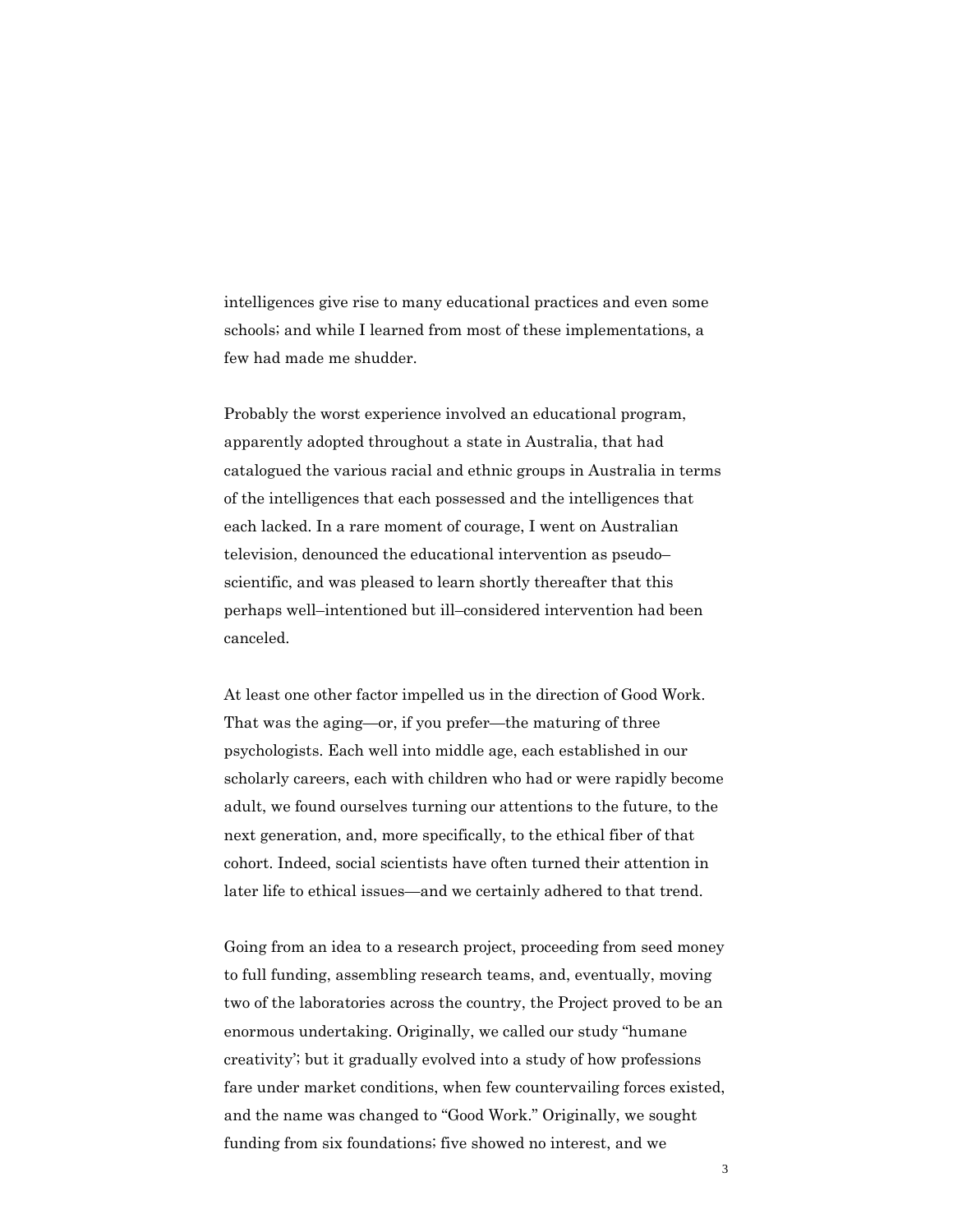intelligences give rise to many educational practices and even some schools; and while I learned from most of these implementations, a few had made me shudder.

Probably the worst experience involved an educational program, apparently adopted throughout a state in Australia, that had catalogued the various racial and ethnic groups in Australia in terms of the intelligences that each possessed and the intelligences that each lacked. In a rare moment of courage, I went on Australian television, denounced the educational intervention as pseudo–scientific, and was pleased to learn shortly thereafter that this perhaps well–intentioned but ill–considered intervention had been canceled.

At least one other factor impelled us in the direction of Good Work. That was the aging—or, if you prefer—the maturing of three psychologists. Each well into middle age, each established in our scholarly careers, each with children who had or were rapidly become adult, we found ourselves turning our attentions to the future, to the next generation, and, more specifically, to the ethical fiber of that cohort. Indeed, social scientists have often turned their attention in later life to ethical issues—and we certainly adhered to that trend.

Going from an idea to a research project, proceeding from seed money to full funding, assembling research teams, and, eventually, moving two of the laboratories across the country, the Project proved to be an enormous undertaking. Originally, we called our study "humane creativity'; but it gradually evolved into a study of how professions fare under market conditions, when few countervailing forces existed, and the name was changed to "Good Work." Originally, we sought funding from six foundations; five showed no interest, and we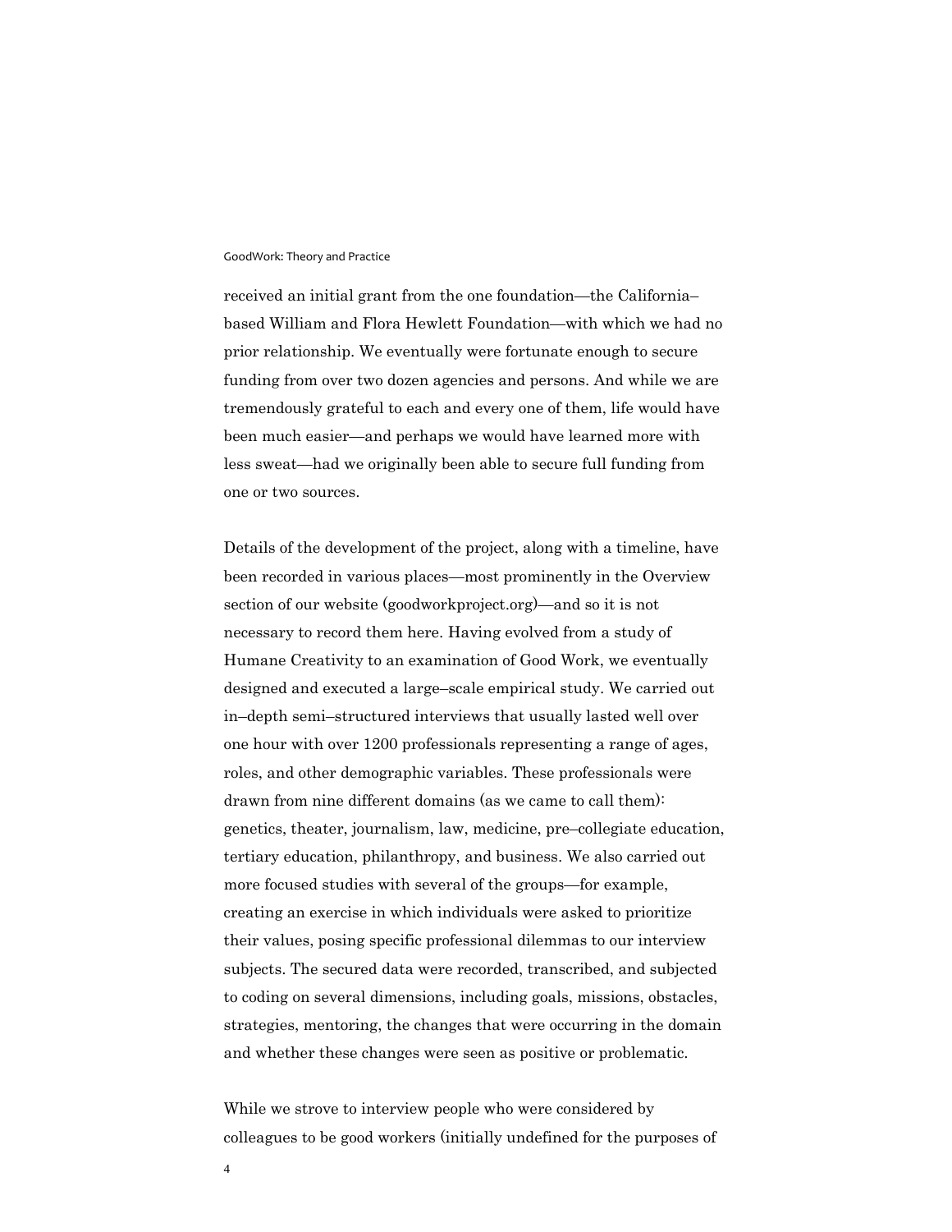received an initial grant from the one foundation—the California–based William and Flora Hewlett Foundation—with which we had no prior relationship. We eventually were fortunate enough to secure funding from over two dozen agencies and persons. And while we are tremendously grateful to each and every one of them, life would have been much easier—and perhaps we would have learned more with less sweat—had we originally been able to secure full funding from one or two sources.

Details of the development of the project, along with a timeline, have been recorded in various places—most prominently in the Overview section of our website (goodworkproject.org)—and so it is not necessary to record them here. Having evolved from a study of Humane Creativity to an examination of Good Work, we eventually designed and executed a large–scale empirical study. We carried out in–depth semi–structured interviews that usually lasted well over one hour with over 1200 professionals representing a range of ages, roles, and other demographic variables. These professionals were drawn from nine different domains (as we came to call them): genetics, theater, journalism, law, medicine, pre–collegiate education, tertiary education, philanthropy, and business. We also carried out more focused studies with several of the groups—for example, creating an exercise in which individuals were asked to prioritize their values, posing specific professional dilemmas to our interview subjects. The secured data were recorded, transcribed, and subjected to coding on several dimensions, including goals, missions, obstacles, strategies, mentoring, the changes that were occurring in the domain and whether these changes were seen as positive or problematic.

While we strove to interview people who were considered by colleagues to be good workers (initially undefined for the purposes of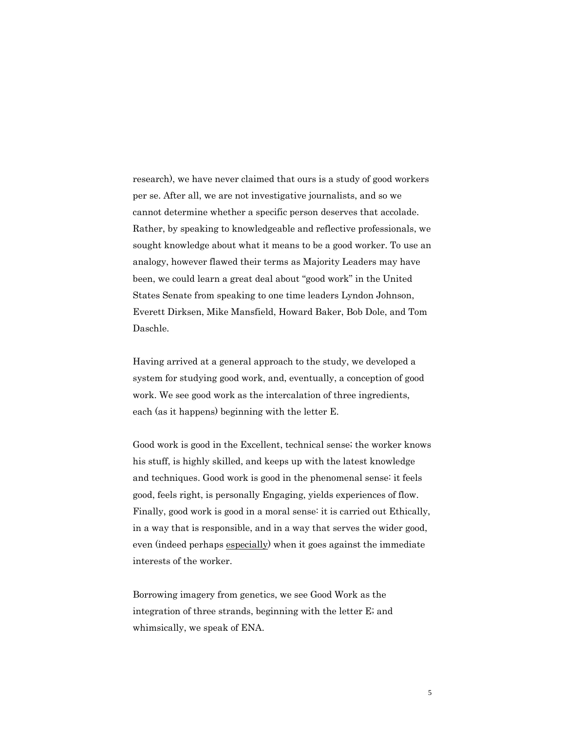research), we have never claimed that ours is a study of good workers per se. After all, we are not investigative journalists, and so we cannot determine whether a specific person deserves that accolade. Rather, by speaking to knowledgeable and reflective professionals, we sought knowledge about what it means to be a good worker. To use an analogy, however flawed their terms as Majority Leaders may have been, we could learn a great deal about "good work" in the United States Senate from speaking to one time leaders Lyndon Johnson, Everett Dirksen, Mike Mansfield, Howard Baker, Bob Dole, and Tom Daschle.

Having arrived at a general approach to the study, we developed a system for studying good work, and, eventually, a conception of good work. We see good work as the intercalation of three ingredients, each (as it happens) beginning with the letter E.

Good work is good in the Excellent, technical sense; the worker knows his stuff, is highly skilled, and keeps up with the latest knowledge and techniques. Good work is good in the phenomenal sense: it feels good, feels right, is personally Engaging, yields experiences of flow. Finally, good work is good in a moral sense: it is carried out Ethically, in a way that is responsible, and in a way that serves the wider good, even (indeed perhaps <u>especially</u>) when it goes against the immediate interests of the worker.

Borrowing imagery from genetics, we see Good Work as the integration of three strands, beginning with the letter E; and whimsically, we speak of ENA.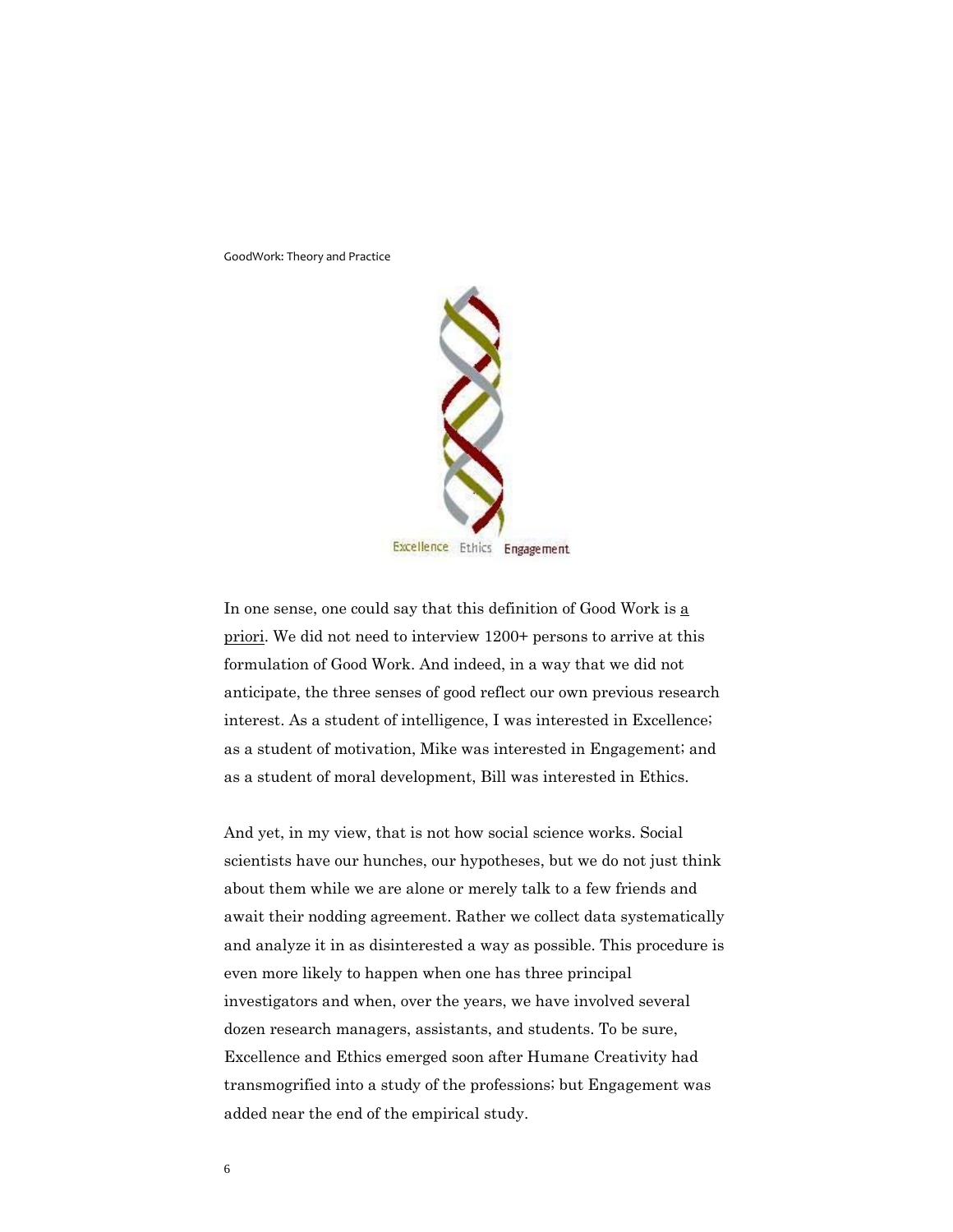Excellence Ethics Engagement

In one sense, one could say that this definition of Good Work is a priori. We did not need to interview 1200+ persons to arrive at this formulation of Good Work. And indeed, in a way that we did not anticipate, the three senses of good reflect our own previous research interest. As a student of intelligence, I was interested in Excellence; as a student of motivation, Mike was interested in Engagement; and as a student of moral development, Bill was interested in Ethics.

And yet, in my view, that is not how social science works. Social scientists have our hunches, our hypotheses, but we do not just think about them while we are alone or merely talk to a few friends and await their nodding agreement. Rather we collect data systematically and analyze it in as disinterested a way as possible. This procedure is even more likely to happen when one has three principal investigators and when, over the years, we have involved several dozen research managers, assistants, and students. To be sure, Excellence and Ethics emerged soon after Humane Creativity had transmogrified into a study of the professions; but Engagement was added near the end of the empirical study.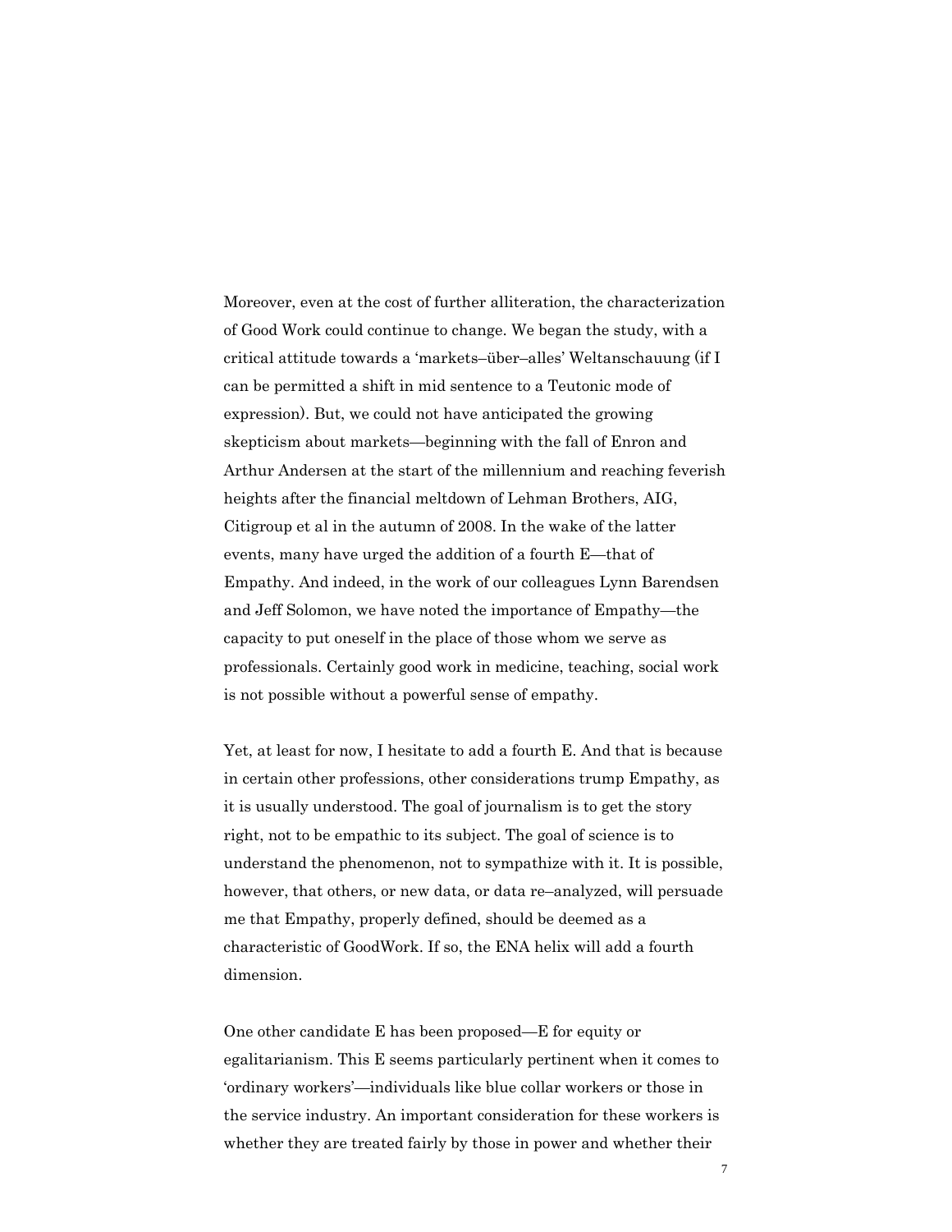Moreover, even at the cost of further alliteration, the characterization of Good Work could continue to change. We began the study, with a critical attitude towards a 'markets–über–alles' Weltanschauung (if I can be permitted a shift in mid sentence to a Teutonic mode of expression). But, we could not have anticipated the growing skepticism about markets—beginning with the fall of Enron and Arthur Andersen at the start of the millennium and reaching feverish heights after the financial meltdown of Lehman Brothers, AIG, Citigroup et al in the autumn of 2008. In the wake of the latter events, many have urged the addition of a fourth E—that of Empathy. And indeed, in the work of our colleagues Lynn Barendsen and Jeff Solomon, we have noted the importance of Empathy—the capacity to put oneself in the place of those whom we serve as professionals. Certainly good work in medicine, teaching, social work is not possible without a powerful sense of empathy.

Yet, at least for now, I hesitate to add a fourth E. And that is because in certain other professions, other considerations trump Empathy, as it is usually understood. The goal of journalism is to get the story right, not to be empathic to its subject. The goal of science is to understand the phenomenon, not to sympathize with it. It is possible, however, that others, or new data, or data re–analyzed, will persuade me that Empathy, properly defined, should be deemed as a characteristic of GoodWork. If so, the ENA helix will add a fourth dimension.

One other candidate E has been proposed—E for equity or egalitarianism. This E seems particularly pertinent when it comes to 'ordinary workers'—individuals like blue collar workers or those in the service industry. An important consideration for these workers is whether they are treated fairly by those in power and whether their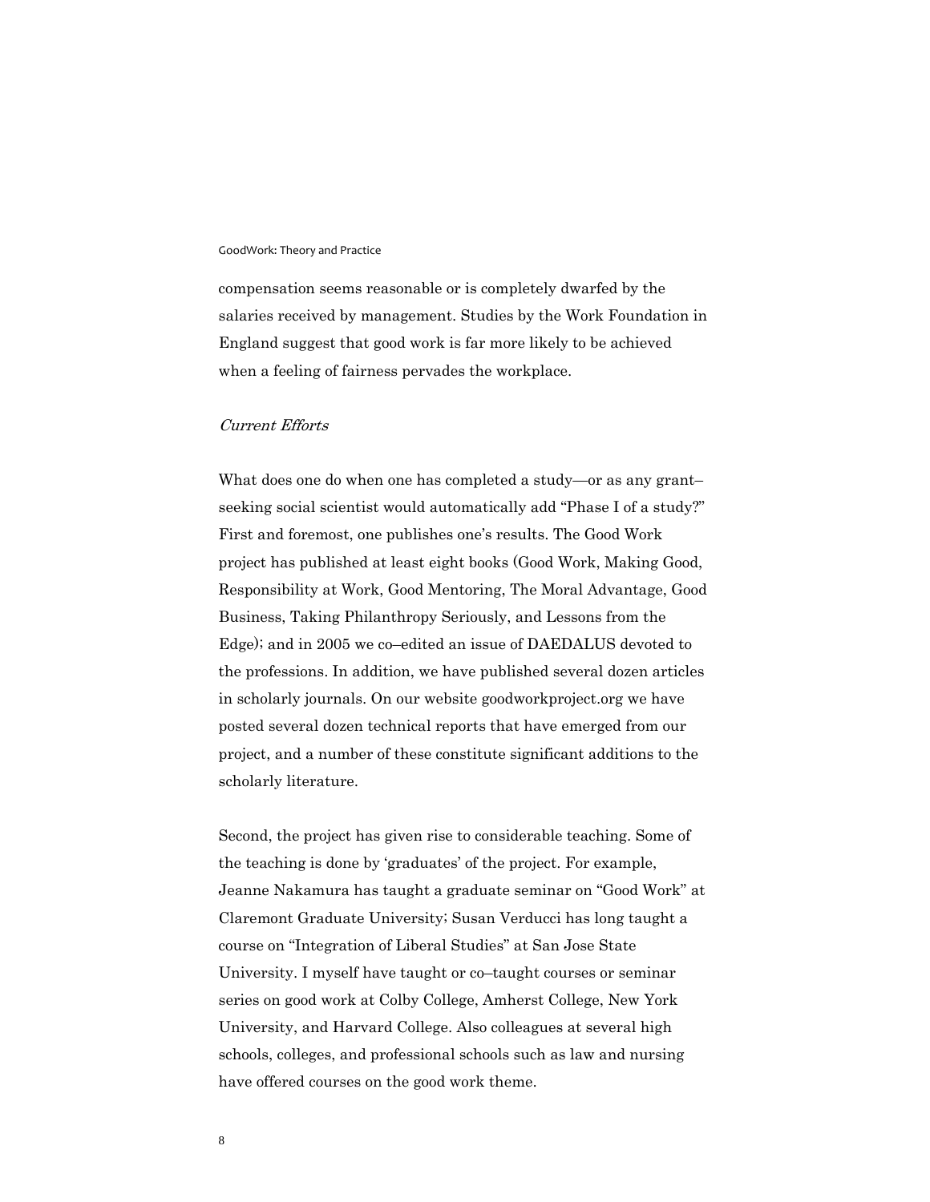compensation seems reasonable or is completely dwarfed by the salaries received by management. Studies by the Work Foundation in England suggest that good work is far more likely to be achieved when a feeling of fairness pervades the workplace.

*Current Efforts*

What does one do when one has completed a study—or as any grant–seeking social scientist would automatically add "Phase I of a study?" First and foremost, one publishes one's results. The Good Work project has published at least eight books (Good Work, Making Good, Responsibility at Work, Good Mentoring, The Moral Advantage, Good Business, Taking Philanthropy Seriously, and Lessons from the Edge); and in 2005 we co–edited an issue of DAEDALUS devoted to the professions. In addition, we have published several dozen articles in scholarly journals. On our website goodworkproject.org we have posted several dozen technical reports that have emerged from our project, and a number of these constitute significant additions to the scholarly literature.

Second, the project has given rise to considerable teaching. Some of the teaching is done by 'graduates' of the project. For example, Jeanne Nakamura has taught a graduate seminar on "Good Work" at Claremont Graduate University; Susan Verducci has long taught a course on "Integration of Liberal Studies" at San Jose State University. I myself have taught or co–taught courses or seminar series on good work at Colby College, Amherst College, New York University, and Harvard College. Also colleagues at several high schools, colleges, and professional schools such as law and nursing have offered courses on the good work theme.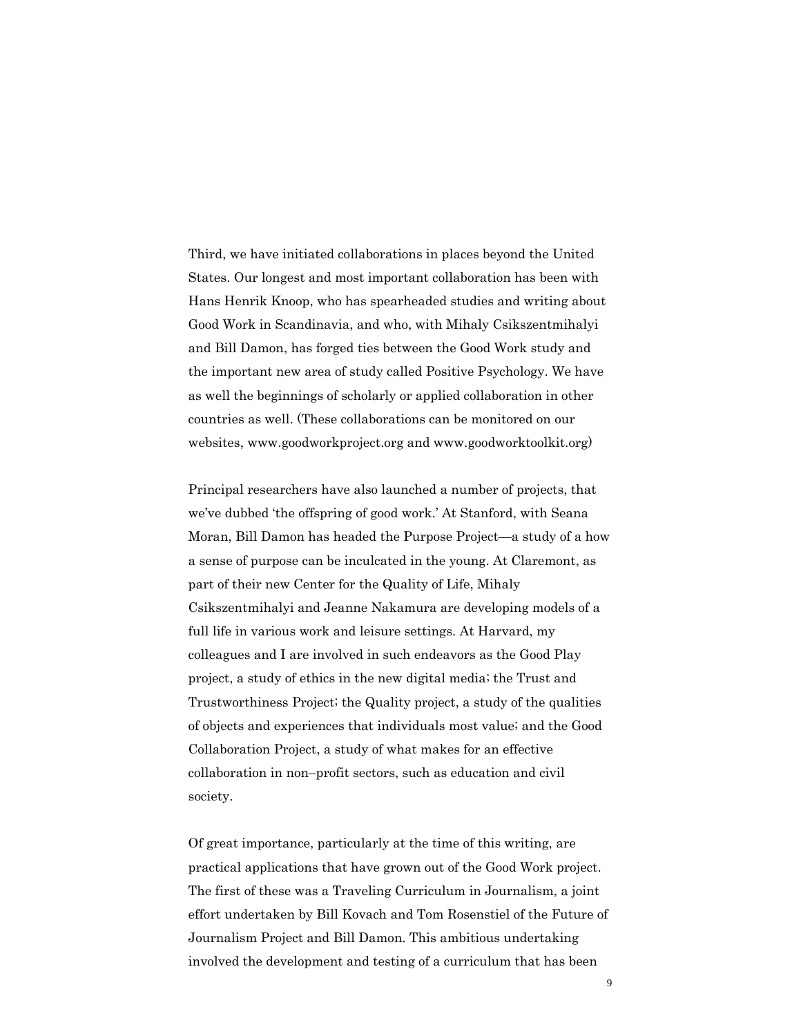Third, we have initiated collaborations in places beyond the United States. Our longest and most important collaboration has been with Hans Henrik Knoop, who has spearheaded studies and writing about Good Work in Scandinavia, and who, with Mihaly Csikszentmihalyi and Bill Damon, has forged ties between the Good Work study and the important new area of study called Positive Psychology. We have as well the beginnings of scholarly or applied collaboration in other countries as well. (These collaborations can be monitored on our websites, www.goodworkproject.org and www.goodworktoolkit.org)

Principal researchers have also launched a number of projects, that we've dubbed 'the offspring of good work.' At Stanford, with Seana Moran, Bill Damon has headed the Purpose Project—a study of a how a sense of purpose can be inculcated in the young. At Claremont, as part of their new Center for the Quality of Life, Mihaly Csikszentmihalyi and Jeanne Nakamura are developing models of a full life in various work and leisure settings. At Harvard, my colleagues and I are involved in such endeavors as the Good Play project, a study of ethics in the new digital media; the Trust and Trustworthiness Project; the Quality project, a study of the qualities of objects and experiences that individuals most value; and the Good Collaboration Project, a study of what makes for an effective collaboration in non–profit sectors, such as education and civil society.

Of great importance, particularly at the time of this writing, are practical applications that have grown out of the Good Work project. The first of these was a Traveling Curriculum in Journalism, a joint effort undertaken by Bill Kovach and Tom Rosenstiel of the Future of Journalism Project and Bill Damon. This ambitious undertaking involved the development and testing of a curriculum that has been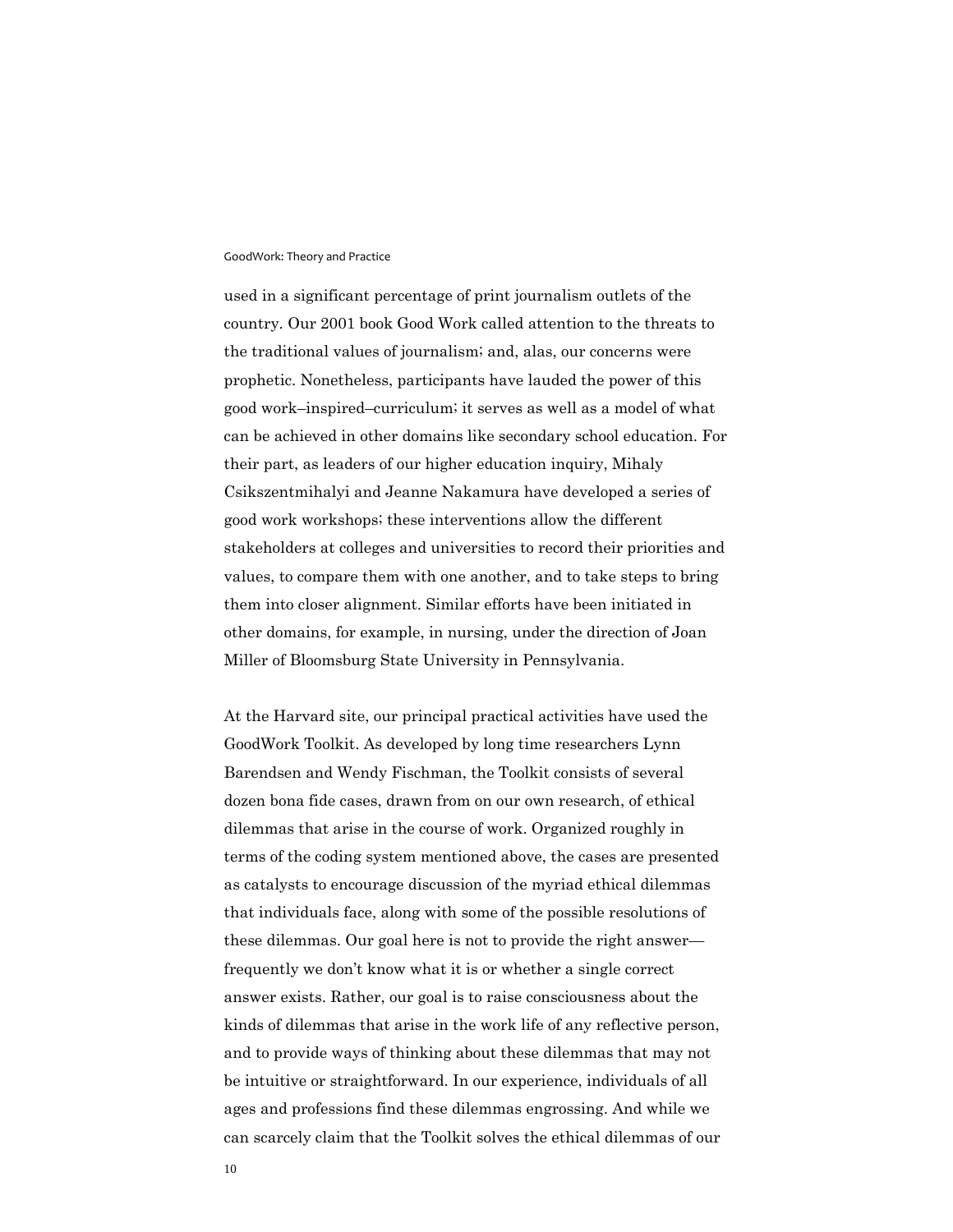used in a significant percentage of print journalism outlets of the country. Our 2001 book Good Work called attention to the threats to the traditional values of journalism; and, alas, our concerns were prophetic. Nonetheless, participants have lauded the power of this good work–inspired–curriculum; it serves as well as a model of what can be achieved in other domains like secondary school education. For their part, as leaders of our higher education inquiry, Mihaly Csikszentmihalyi and Jeanne Nakamura have developed a series of good work workshops; these interventions allow the different stakeholders at colleges and universities to record their priorities and values, to compare them with one another, and to take steps to bring them into closer alignment. Similar efforts have been initiated in other domains, for example, in nursing, under the direction of Joan Miller of Bloomsburg State University in Pennsylvania.

At the Harvard site, our principal practical activities have used the GoodWork Toolkit. As developed by long time researchers Lynn Barendsen and Wendy Fischman, the Toolkit consists of several dozen bona fide cases, drawn from on our own research, of ethical dilemmas that arise in the course of work. Organized roughly in terms of the coding system mentioned above, the cases are presented as catalysts to encourage discussion of the myriad ethical dilemmas that individuals face, along with some of the possible resolutions of these dilemmas. Our goal here is not to provide the right answer—frequently we don't know what it is or whether a single correct answer exists. Rather, our goal is to raise consciousness about the kinds of dilemmas that arise in the work life of any reflective person, and to provide ways of thinking about these dilemmas that may not be intuitive or straightforward. In our experience, individuals of all ages and professions find these dilemmas engrossing. And while we can scarcely claim that the Toolkit solves the ethical dilemmas of our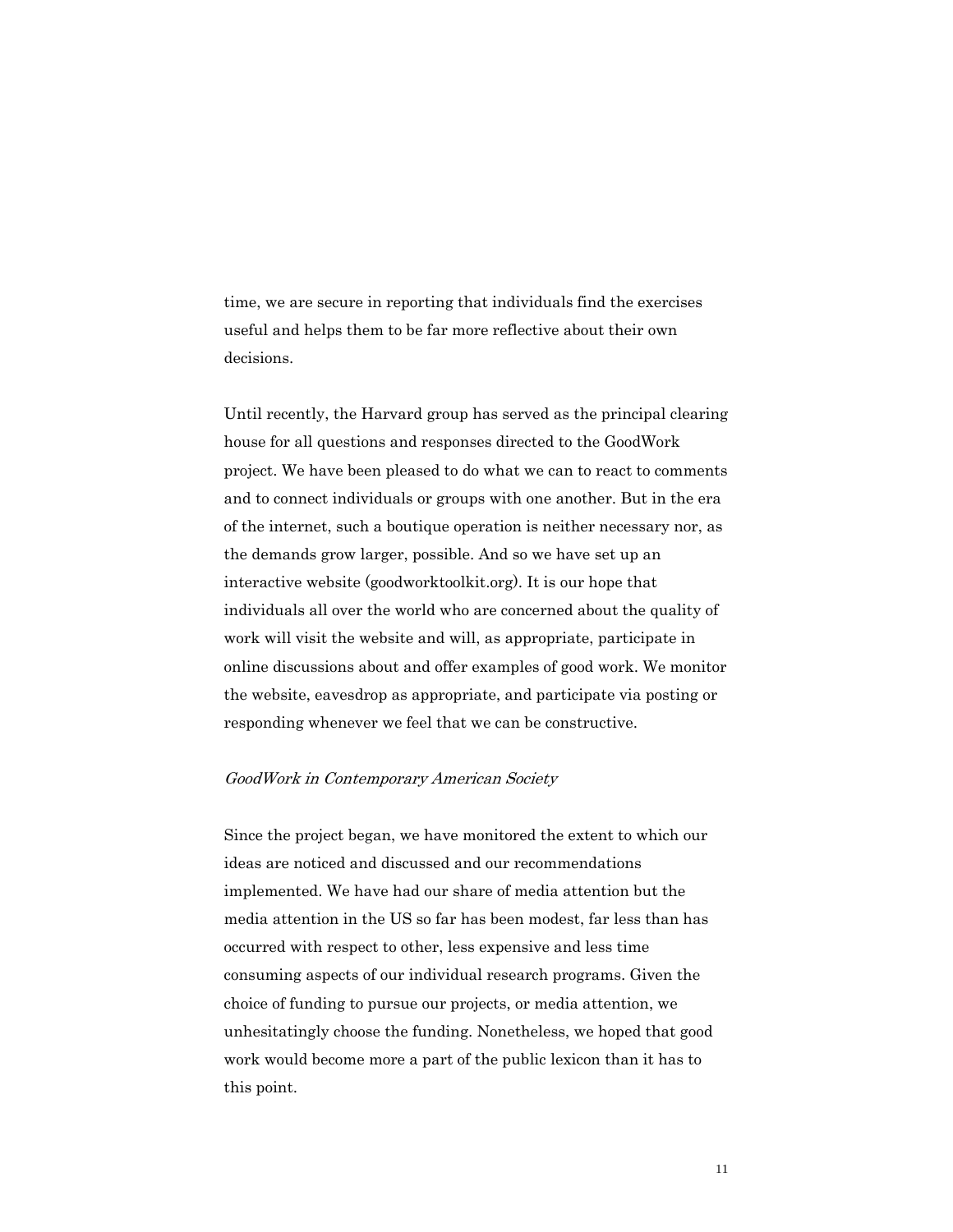time, we are secure in reporting that individuals find the exercises useful and helps them to be far more reflective about their own decisions.

Until recently, the Harvard group has served as the principal clearing house for all questions and responses directed to the GoodWork project. We have been pleased to do what we can to react to comments and to connect individuals or groups with one another. But in the era of the internet, such a boutique operation is neither necessary nor, as the demands grow larger, possible. And so we have set up an interactive website (goodworktoolkit.org). It is our hope that individuals all over the world who are concerned about the quality of work will visit the website and will, as appropriate, participate in online discussions about and offer examples of good work. We monitor the website, eavesdrop as appropriate, and participate via posting or responding whenever we feel that we can be constructive.

### *GoodWork in Contemporary American Society*

Since the project began, we have monitored the extent to which our ideas are noticed and discussed and our recommendations implemented. We have had our share of media attention but the media attention in the US so far has been modest, far less than has occurred with respect to other, less expensive and less time consuming aspects of our individual research programs. Given the choice of funding to pursue our projects, or media attention, we unhesitatingly choose the funding. Nonetheless, we hoped that good work would become more a part of the public lexicon than it has to this point.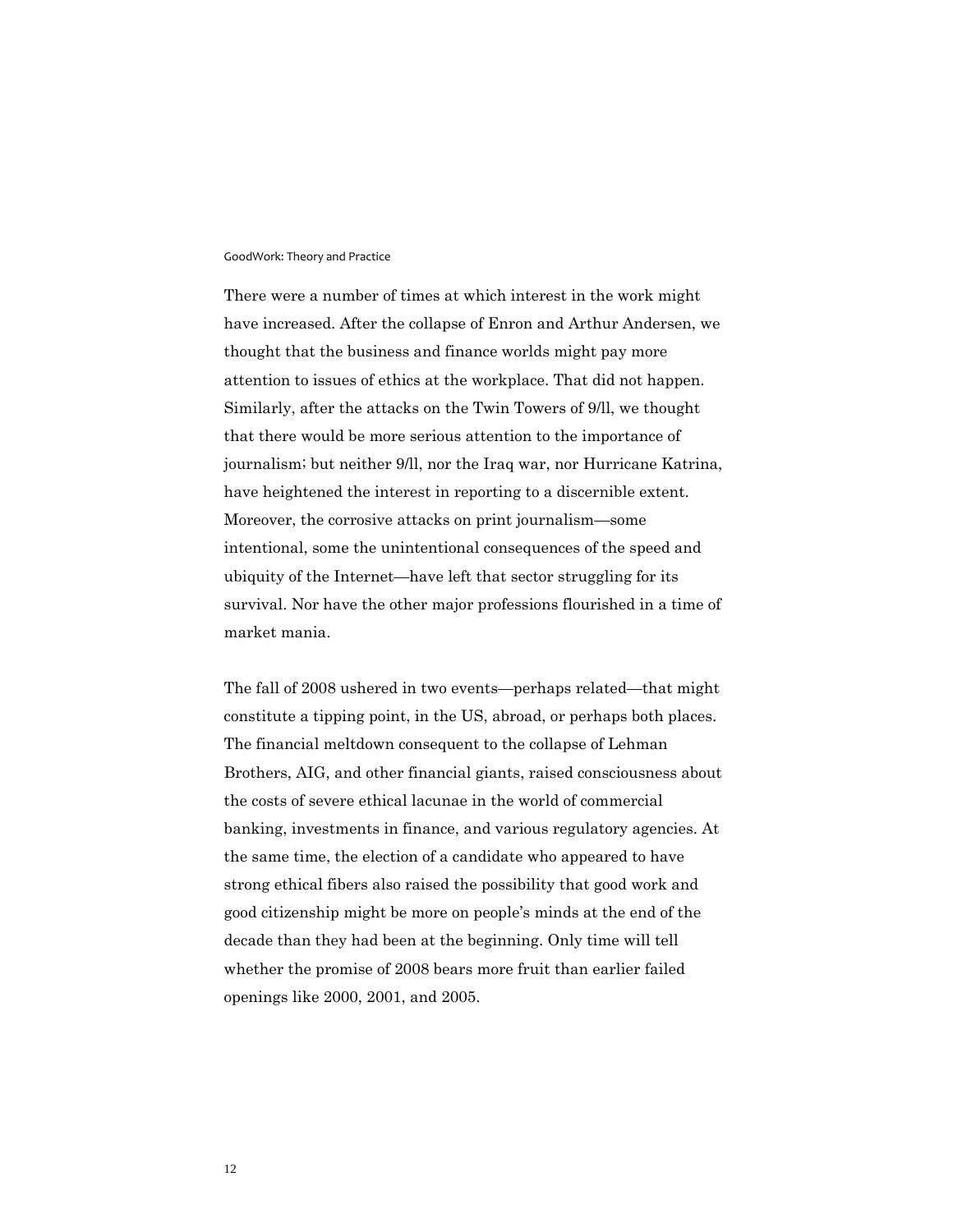There were a number of times at which interest in the work might have increased. After the collapse of Enron and Arthur Andersen, we thought that the business and finance worlds might pay more attention to issues of ethics at the workplace. That did not happen. Similarly, after the attacks on the Twin Towers of 9/ll, we thought that there would be more serious attention to the importance of journalism; but neither 9/ll, nor the Iraq war, nor Hurricane Katrina, have heightened the interest in reporting to a discernible extent. Moreover, the corrosive attacks on print journalism—some intentional, some the unintentional consequences of the speed and ubiquity of the Internet—have left that sector struggling for its survival. Nor have the other major professions flourished in a time of market mania.

The fall of 2008 ushered in two events—perhaps related—that might constitute a tipping point, in the US, abroad, or perhaps both places. The financial meltdown consequent to the collapse of Lehman Brothers, AIG, and other financial giants, raised consciousness about the costs of severe ethical lacunae in the world of commercial banking, investments in finance, and various regulatory agencies. At the same time, the election of a candidate who appeared to have strong ethical fibers also raised the possibility that good work and good citizenship might be more on people's minds at the end of the decade than they had been at the beginning. Only time will tell whether the promise of 2008 bears more fruit than earlier failed openings like 2000, 2001, and 2005.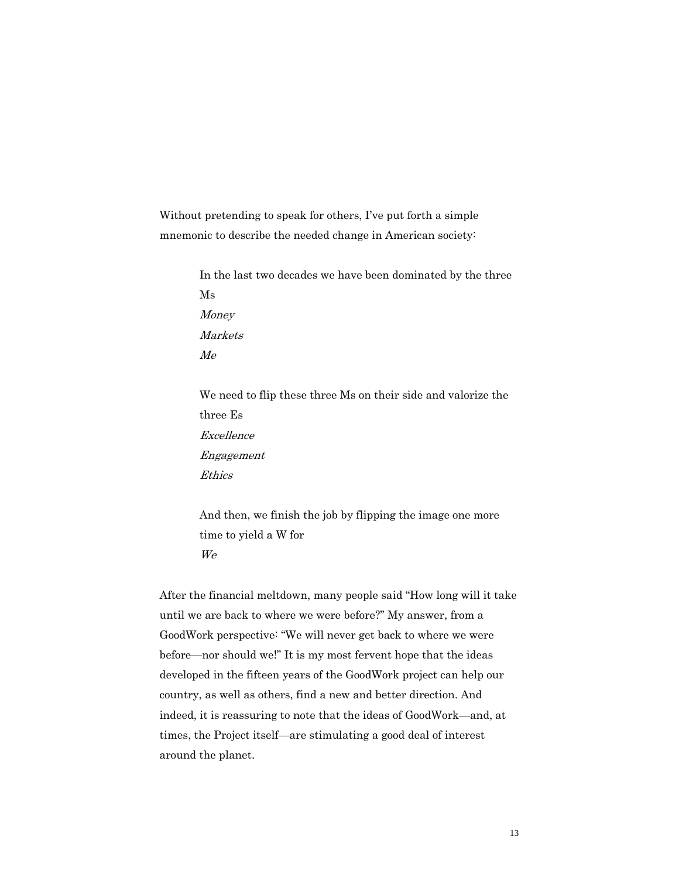Without pretending to speak for others, I've put forth a simple mnemonic to describe the needed change in American society:

> In the last two decades we have been dominated by the three Ms
> *Money*
> *Markets*
> *Me*
>
> We need to flip these three Ms on their side and valorize the three Es
> *Excellence*
> *Engagement*
> *Ethics*
>
> And then, we finish the job by flipping the image one more time to yield a W for
> *We*

After the financial meltdown, many people said "How long will it take until we are back to where we were before?" My answer, from a GoodWork perspective: "We will never get back to where we were before—nor should we!" It is my most fervent hope that the ideas developed in the fifteen years of the GoodWork project can help our country, as well as others, find a new and better direction. And indeed, it is reassuring to note that the ideas of GoodWork—and, at times, the Project itself—are stimulating a good deal of interest around the planet.